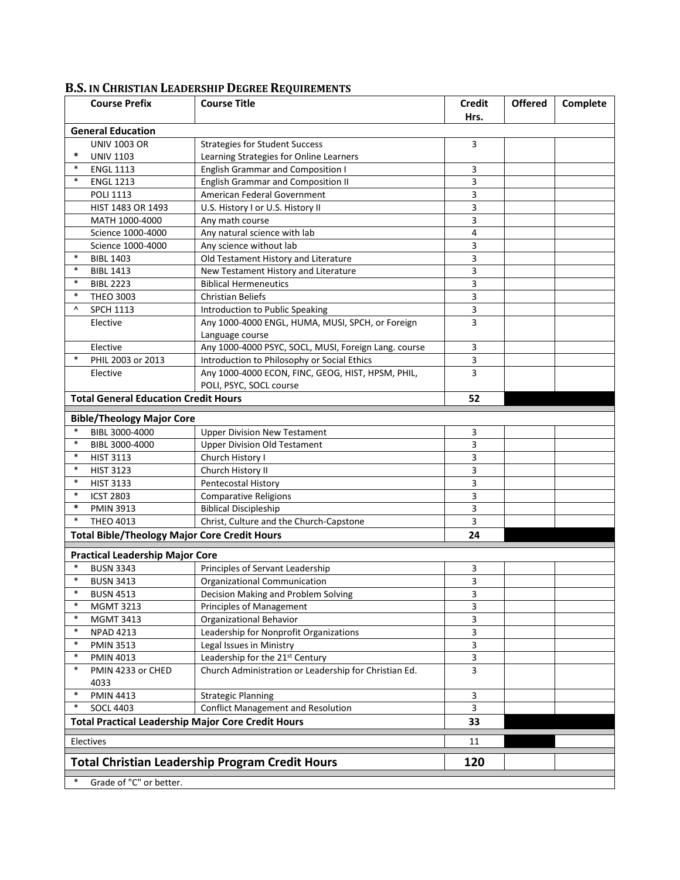## B.S. IN CHRISTIAN LEADERSHIP DEGREE REQUIREMENTS

| Course Prefix | Course Title | Credit Hrs. | Offered | Complete |
|---|---|---|---|---|
| **General Education** | | | | |
| UNIV 1003 OR * UNIV 1103 | Strategies for Student Success Learning Strategies for Online Learners | 3 | | |
| * ENGL 1113 | English Grammar and Composition I | 3 | | |
| * ENGL 1213 | English Grammar and Composition II | 3 | | |
| POLI 1113 | American Federal Government | 3 | | |
| HIST 1483 OR 1493 | U.S. History I or U.S. History II | 3 | | |
| MATH 1000-4000 | Any math course | 3 | | |
| Science 1000-4000 | Any natural science with lab | 4 | | |
| Science 1000-4000 | Any science without lab | 3 | | |
| * BIBL 1403 | Old Testament History and Literature | 3 | | |
| * BIBL 1413 | New Testament History and Literature | 3 | | |
| * BIBL 2223 | Biblical Hermeneutics | 3 | | |
| * THEO 3003 | Christian Beliefs | 3 | | |
| ^ SPCH 1113 | Introduction to Public Speaking | 3 | | |
| Elective | Any 1000-4000 ENGL, HUMA, MUSI, SPCH, or Foreign Language course | 3 | | |
| Elective | Any 1000-4000 PSYC, SOCL, MUSI, Foreign Lang. course | 3 | | |
| * PHIL 2003 or 2013 | Introduction to Philosophy or Social Ethics | 3 | | |
| Elective | Any 1000-4000 ECON, FINC, GEOG, HIST, HPSM, PHIL, POLI, PSYC, SOCL course | 3 | | |
| **Total General Education Credit Hours** | | **52** | | |
| **Bible/Theology Major Core** | | | | |
| * BIBL 3000-4000 | Upper Division New Testament | 3 | | |
| * BIBL 3000-4000 | Upper Division Old Testament | 3 | | |
| * HIST 3113 | Church History I | 3 | | |
| * HIST 3123 | Church History II | 3 | | |
| * HIST 3133 | Pentecostal History | 3 | | |
| * ICST 2803 | Comparative Religions | 3 | | |
| * PMIN 3913 | Biblical Discipleship | 3 | | |
| * THEO 4013 | Christ, Culture and the Church-Capstone | 3 | | |
| **Total Bible/Theology Major Core Credit Hours** | | **24** | | |
| **Practical Leadership Major Core** | | | | |
| * BUSN 3343 | Principles of Servant Leadership | 3 | | |
| * BUSN 3413 | Organizational Communication | 3 | | |
| * BUSN 4513 | Decision Making and Problem Solving | 3 | | |
| * MGMT 3213 | Principles of Management | 3 | | |
| * MGMT 3413 | Organizational Behavior | 3 | | |
| * NPAD 4213 | Leadership for Nonprofit Organizations | 3 | | |
| * PMIN 3513 | Legal Issues in Ministry | 3 | | |
| * PMIN 4013 | Leadership for the 21st Century | 3 | | |
| * PMIN 4233 or CHED 4033 | Church Administration or Leadership for Christian Ed. | 3 | | |
| * PMIN 4413 | Strategic Planning | 3 | | |
| * SOCL 4403 | Conflict Management and Resolution | 3 | | |
| **Total Practical Leadership Major Core Credit Hours** | | **33** | | |
| Electives | | 11 | | |
| **Total Christian Leadership Program Credit Hours** | | **120** | | |

\* Grade of "C" or better.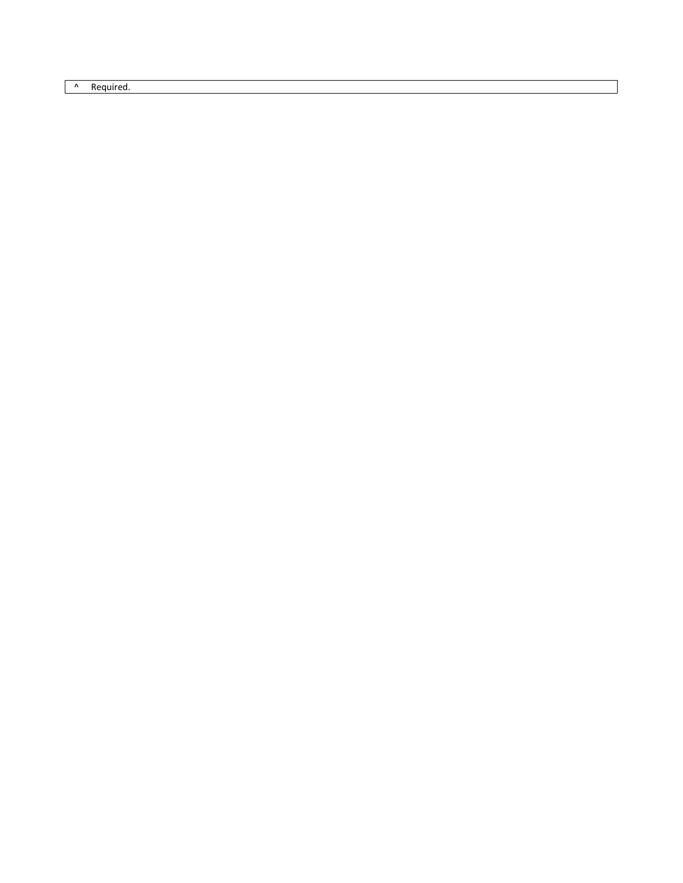| | |
|---|---|
| ^ | Required. |